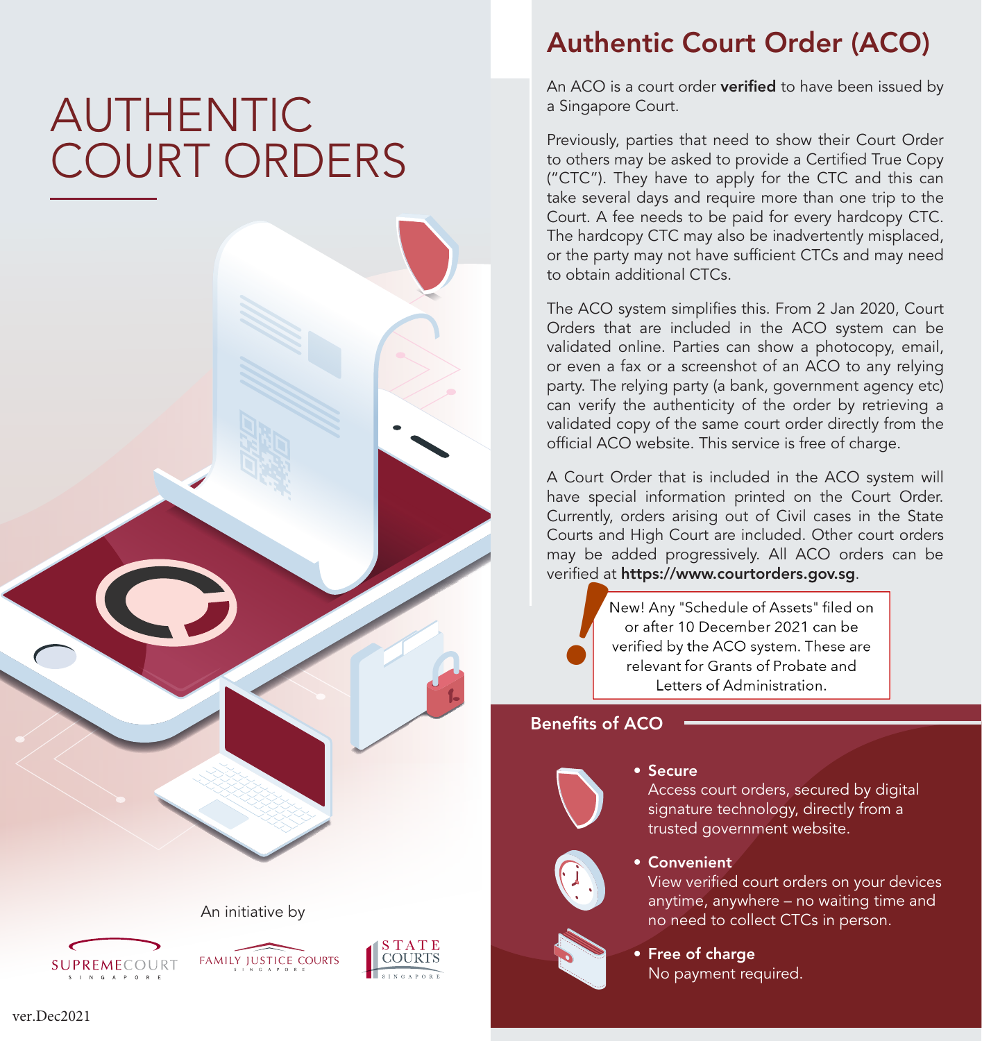# AUTHENTIC COURT ORDERS

An initiative by

SUPREME COURT SINGAPORE

FAMILY JUSTICE COURTS SINGAPORE

STATE COURTS SINGAPORE

ver.Dec2021

## Authentic Court Order (ACO)

An ACO is a court order **verified** to have been issued by a Singapore Court.

Previously, parties that need to show their Court Order to others may be asked to provide a Certified True Copy ("CTC"). They have to apply for the CTC and this can take several days and require more than one trip to the Court. A fee needs to be paid for every hardcopy CTC. The hardcopy CTC may also be inadvertently misplaced, or the party may not have sufficient CTCs and may need to obtain additional CTCs.

The ACO system simplifies this. From 2 Jan 2020, Court Orders that are included in the ACO system can be validated online. Parties can show a photocopy, email, or even a fax or a screenshot of an ACO to any relying party. The relying party (a bank, government agency etc) can verify the authenticity of the order by retrieving a validated copy of the same court order directly from the official ACO website. This service is free of charge.

A Court Order that is included in the ACO system will have special information printed on the Court Order. Currently, orders arising out of Civil cases in the State Courts and High Court are included. Other court orders may be added progressively. All ACO orders can be verified at **https://www.courtorders.gov.sg**.

New! Any "Schedule of Assets" filed on or after 10 December 2021 can be verified by the ACO system. These are relevant for Grants of Probate and Letters of Administration.

### Benefits of ACO

- **Secure**
  Access court orders, secured by digital signature technology, directly from a trusted government website.
- **Convenient**
  View verified court orders on your devices anytime, anywhere – no waiting time and no need to collect CTCs in person.
- **Free of charge**
  No payment required.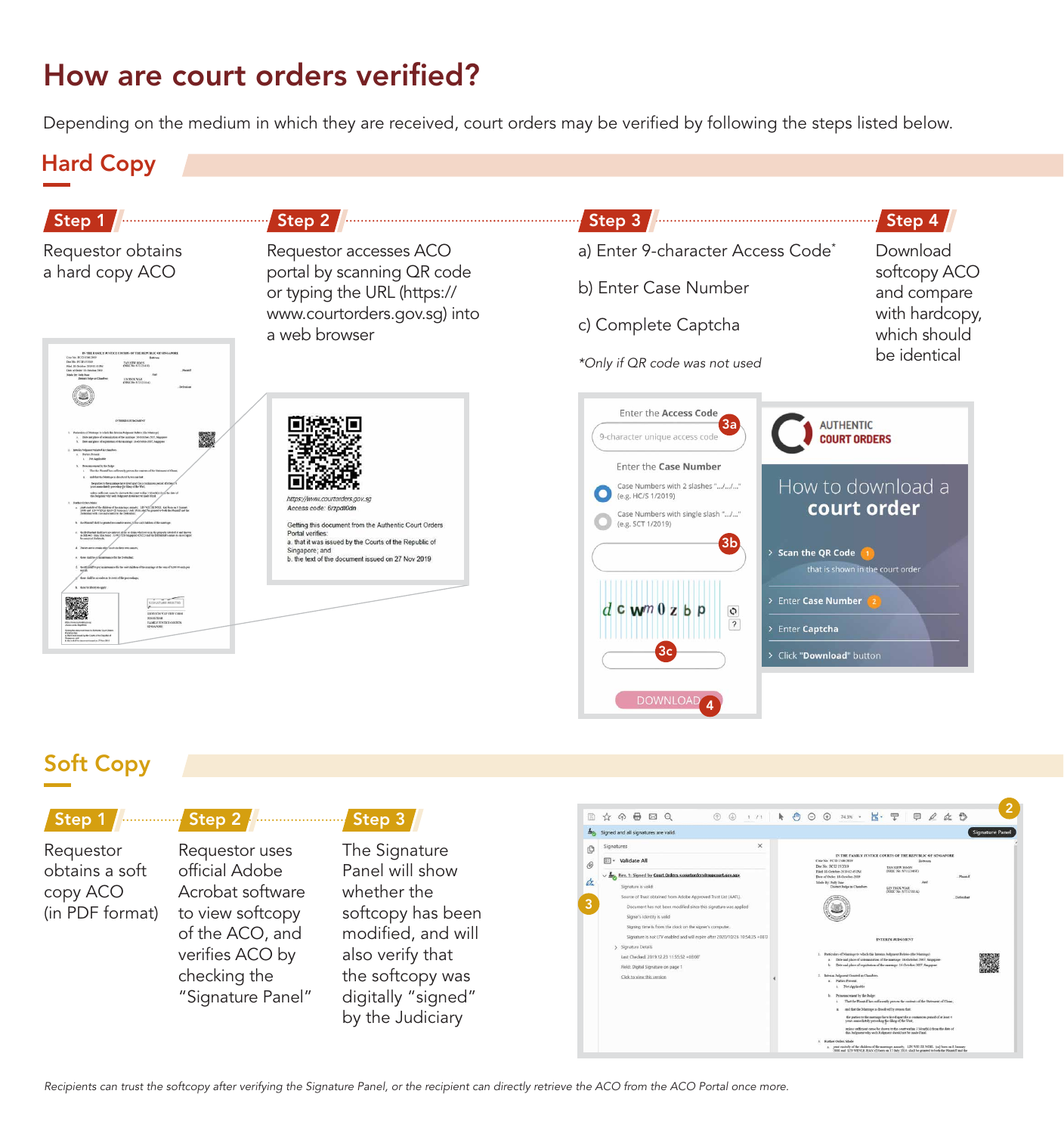# How are court orders verified?

Depending on the medium in which they are received, court orders may be verified by following the steps listed below.

## Hard Copy

**Step 1**

Requestor obtains a hard copy ACO

**Step 2**

Requestor accesses ACO portal by scanning QR code or typing the URL (https://www.courtorders.gov.sg) into a web browser

**Step 3**

a) Enter 9-character Access Code*

b) Enter Case Number

c) Complete Captcha

*Only if QR code was not used*

**Step 4**

Download softcopy ACO and compare with hardcopy, which should be identical

https://www.courtorders.gov.sg
Access code: 6rzpdi0dn

Getting this document from the Authentic Court Orders Portal verifies:
a. that it was issued by the Courts of the Republic of Singapore; and
b. the text of the document issued on 27 Nov 2019

Enter the Access Code (3a)
9-character unique access code

Enter the Case Number
Case Numbers with 2 slashes ".../.../..." (e.g. HC/S 1/2019)
Case Numbers with single slash ".../..." (e.g. SCT 1/2019)
(3b)

(3c)

DOWNLOAD (4)

AUTHENTIC COURT ORDERS

How to download a **court order**

- Scan the QR Code (1) that is shown in the court order
- Enter Case Number (2)
- Enter Captcha
- Click "Download" button

## Soft Copy

**Step 1**

Requestor obtains a soft copy ACO (in PDF format)

**Step 2**

Requestor uses official Adobe Acrobat software to view softcopy of the ACO, and verifies ACO by checking the "Signature Panel"

**Step 3**

The Signature Panel will show whether the softcopy has been modified, and will also verify that the softcopy was digitally "signed" by the Judiciary

*Recipients can trust the softcopy after verifying the Signature Panel, or the recipient can directly retrieve the ACO from the ACO Portal once more.*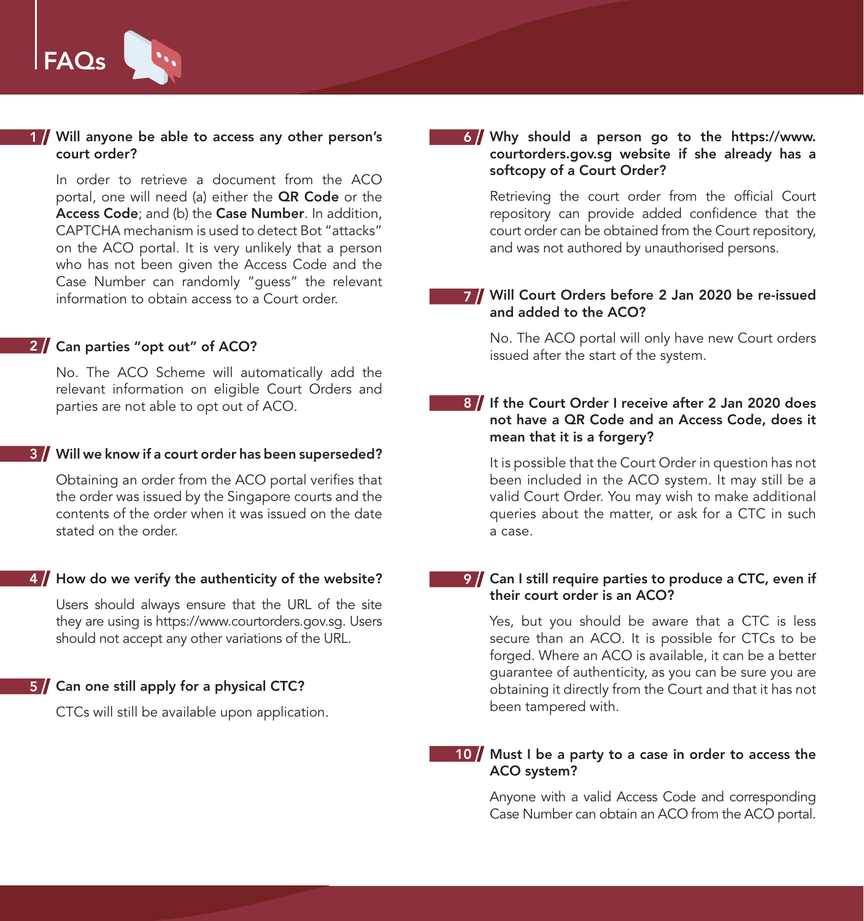# FAQs

### 1 // Will anyone be able to access any other person's court order?

In order to retrieve a document from the ACO portal, one will need (a) either the **QR Code** or the **Access Code**; and (b) the **Case Number**. In addition, CAPTCHA mechanism is used to detect Bot "attacks" on the ACO portal. It is very unlikely that a person who has not been given the Access Code and the Case Number can randomly "guess" the relevant information to obtain access to a Court order.

### 2 // Can parties "opt out" of ACO?

No. The ACO Scheme will automatically add the relevant information on eligible Court Orders and parties are not able to opt out of ACO.

### 3 // Will we know if a court order has been superseded?

Obtaining an order from the ACO portal verifies that the order was issued by the Singapore courts and the contents of the order when it was issued on the date stated on the order.

### 4 // How do we verify the authenticity of the website?

Users should always ensure that the URL of the site they are using is https://www.courtorders.gov.sg. Users should not accept any other variations of the URL.

### 5 // Can one still apply for a physical CTC?

CTCs will still be available upon application.

### 6 // Why should a person go to the https://www.courtorders.gov.sg website if she already has a softcopy of a Court Order?

Retrieving the court order from the official Court repository can provide added confidence that the court order can be obtained from the Court repository, and was not authored by unauthorised persons.

### 7 // Will Court Orders before 2 Jan 2020 be re-issued and added to the ACO?

No. The ACO portal will only have new Court orders issued after the start of the system.

### 8 // If the Court Order I receive after 2 Jan 2020 does not have a QR Code and an Access Code, does it mean that it is a forgery?

It is possible that the Court Order in question has not been included in the ACO system. It may still be a valid Court Order. You may wish to make additional queries about the matter, or ask for a CTC in such a case.

### 9 // Can I still require parties to produce a CTC, even if their court order is an ACO?

Yes, but you should be aware that a CTC is less secure than an ACO. It is possible for CTCs to be forged. Where an ACO is available, it can be a better guarantee of authenticity, as you can be sure you are obtaining it directly from the Court and that it has not been tampered with.

### 10 // Must I be a party to a case in order to access the ACO system?

Anyone with a valid Access Code and corresponding Case Number can obtain an ACO from the ACO portal.